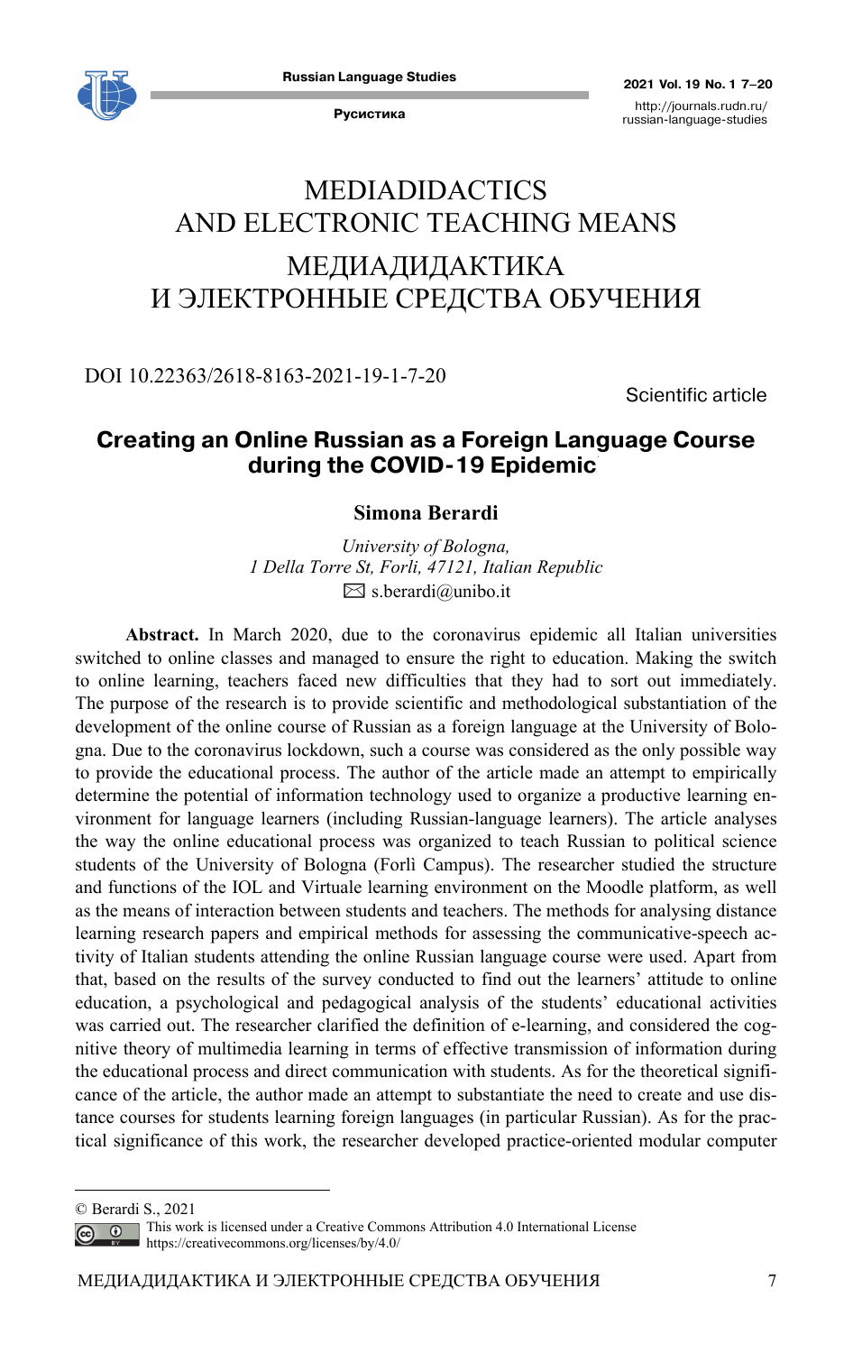# MEDIADIDACTICS AND ELECTRONIC TEACHING MEANS

# МЕДИАДИДАКТИКА И ЭЛЕКТРОННЫЕ СРЕДСТВА ОБУЧЕНИЯ

DOI 10.22363/2618-8163-2021-19-1-7-20

Scientific article

## Creating an Online Russian as a Foreign Language Course during the COVID-19 Epidemic

**Simona Berardi**

*University of Bologna,*
*1 Della Torre St, Forlì, 47121, Italian Republic*
✉ s.berardi@unibo.it

**Abstract.** In March 2020, due to the coronavirus epidemic all Italian universities switched to online classes and managed to ensure the right to education. Making the switch to online learning, teachers faced new difficulties that they had to sort out immediately. The purpose of the research is to provide scientific and methodological substantiation of the development of the online course of Russian as a foreign language at the University of Bologna. Due to the coronavirus lockdown, such a course was considered as the only possible way to provide the educational process. The author of the article made an attempt to empirically determine the potential of information technology used to organize a productive learning environment for language learners (including Russian-language learners). The article analyses the way the online educational process was organized to teach Russian to political science students of the University of Bologna (Forlì Campus). The researcher studied the structure and functions of the IOL and Virtuale learning environment on the Moodle platform, as well as the means of interaction between students and teachers. The methods for analysing distance learning research papers and empirical methods for assessing the communicative-speech activity of Italian students attending the online Russian language course were used. Apart from that, based on the results of the survey conducted to find out the learners' attitude to online education, a psychological and pedagogical analysis of the students' educational activities was carried out. The researcher clarified the definition of e-learning, and considered the cognitive theory of multimedia learning in terms of effective transmission of information during the educational process and direct communication with students. As for the theoretical significance of the article, the author made an attempt to substantiate the need to create and use distance courses for students learning foreign languages (in particular Russian). As for the practical significance of this work, the researcher developed practice-oriented modular computer

---

© Berardi S., 2021

This work is licensed under a Creative Commons Attribution 4.0 International License
https://creativecommons.org/licenses/by/4.0/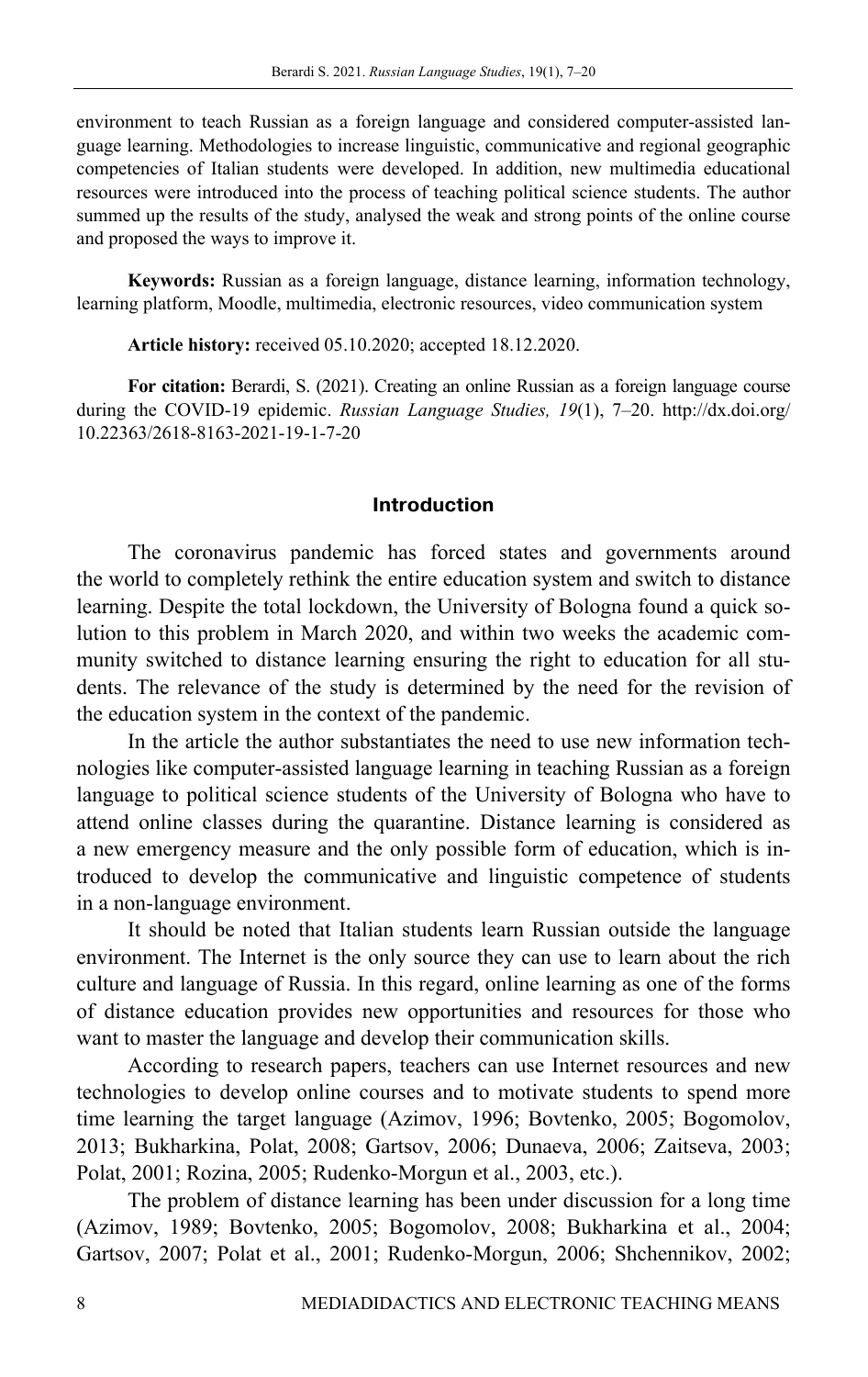environment to teach Russian as a foreign language and considered computer-assisted language learning. Methodologies to increase linguistic, communicative and regional geographic competencies of Italian students were developed. In addition, new multimedia educational resources were introduced into the process of teaching political science students. The author summed up the results of the study, analysed the weak and strong points of the online course and proposed the ways to improve it.

**Keywords:** Russian as a foreign language, distance learning, information technology, learning platform, Moodle, multimedia, electronic resources, video communication system

**Article history:** received 05.10.2020; accepted 18.12.2020.

**For citation:** Berardi, S. (2021). Creating an online Russian as a foreign language course during the COVID-19 epidemic. *Russian Language Studies, 19*(1), 7–20. http://dx.doi.org/10.22363/2618-8163-2021-19-1-7-20

## Introduction

The coronavirus pandemic has forced states and governments around the world to completely rethink the entire education system and switch to distance learning. Despite the total lockdown, the University of Bologna found a quick solution to this problem in March 2020, and within two weeks the academic community switched to distance learning ensuring the right to education for all students. The relevance of the study is determined by the need for the revision of the education system in the context of the pandemic.

In the article the author substantiates the need to use new information technologies like computer-assisted language learning in teaching Russian as a foreign language to political science students of the University of Bologna who have to attend online classes during the quarantine. Distance learning is considered as a new emergency measure and the only possible form of education, which is introduced to develop the communicative and linguistic competence of students in a non-language environment.

It should be noted that Italian students learn Russian outside the language environment. The Internet is the only source they can use to learn about the rich culture and language of Russia. In this regard, online learning as one of the forms of distance education provides new opportunities and resources for those who want to master the language and develop their communication skills.

According to research papers, teachers can use Internet resources and new technologies to develop online courses and to motivate students to spend more time learning the target language (Azimov, 1996; Bovtenko, 2005; Bogomolov, 2013; Bukharkina, Polat, 2008; Gartsov, 2006; Dunaeva, 2006; Zaitseva, 2003; Polat, 2001; Rozina, 2005; Rudenko-Morgun et al., 2003, etc.).

The problem of distance learning has been under discussion for a long time (Azimov, 1989; Bovtenko, 2005; Bogomolov, 2008; Bukharkina et al., 2004; Gartsov, 2007; Polat et al., 2001; Rudenko-Morgun, 2006; Shchennikov, 2002;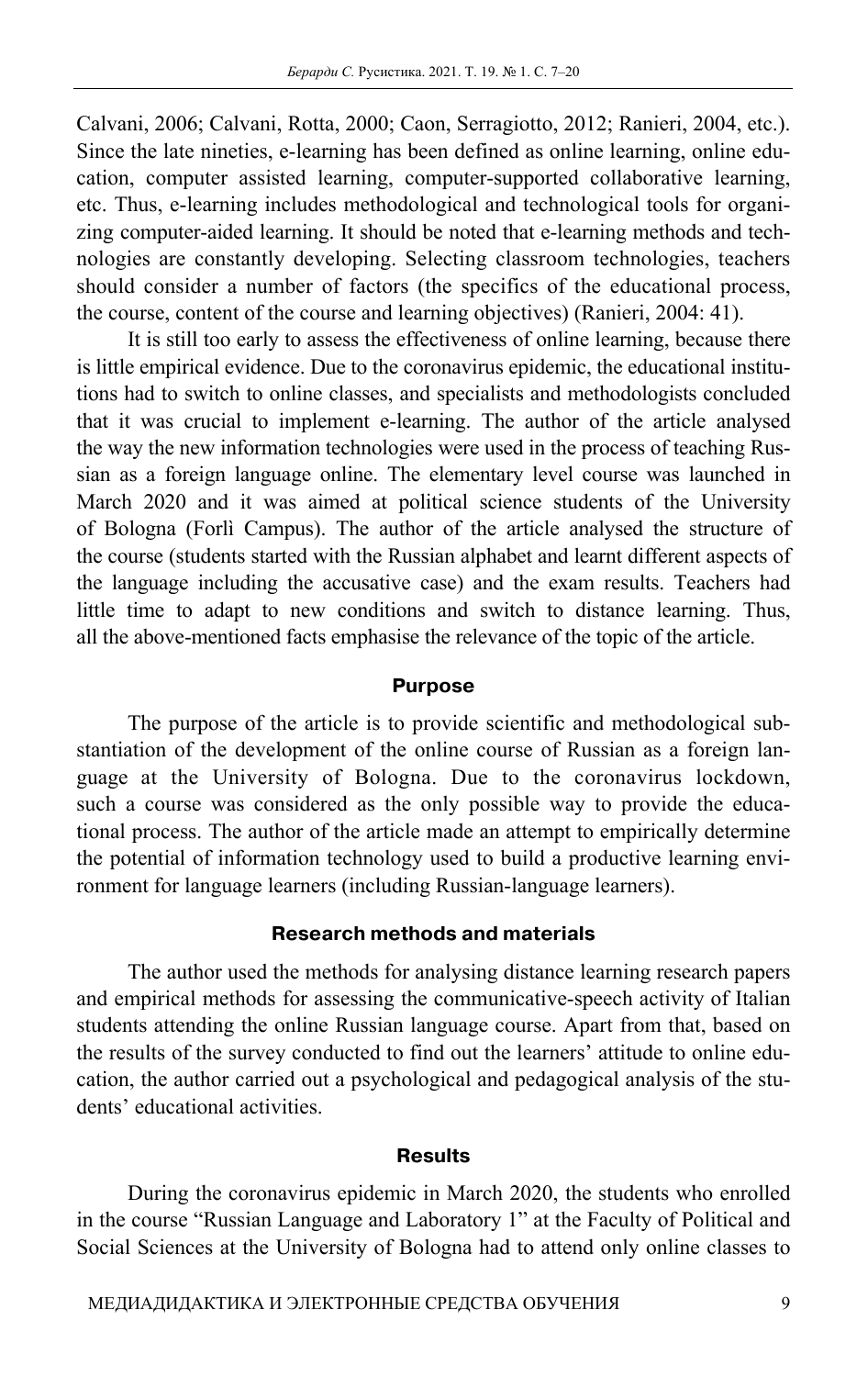Calvani, 2006; Calvani, Rotta, 2000; Caon, Serragiotto, 2012; Ranieri, 2004, etc.). Since the late nineties, e-learning has been defined as online learning, online education, computer assisted learning, computer-supported collaborative learning, etc. Thus, e-learning includes methodological and technological tools for organizing computer-aided learning. It should be noted that e-learning methods and technologies are constantly developing. Selecting classroom technologies, teachers should consider a number of factors (the specifics of the educational process, the course, content of the course and learning objectives) (Ranieri, 2004: 41).

It is still too early to assess the effectiveness of online learning, because there is little empirical evidence. Due to the coronavirus epidemic, the educational institutions had to switch to online classes, and specialists and methodologists concluded that it was crucial to implement e-learning. The author of the article analysed the way the new information technologies were used in the process of teaching Russian as a foreign language online. The elementary level course was launched in March 2020 and it was aimed at political science students of the University of Bologna (Forlì Campus). The author of the article analysed the structure of the course (students started with the Russian alphabet and learnt different aspects of the language including the accusative case) and the exam results. Teachers had little time to adapt to new conditions and switch to distance learning. Thus, all the above-mentioned facts emphasise the relevance of the topic of the article.

## Purpose

The purpose of the article is to provide scientific and methodological substantiation of the development of the online course of Russian as a foreign language at the University of Bologna. Due to the coronavirus lockdown, such a course was considered as the only possible way to provide the educational process. The author of the article made an attempt to empirically determine the potential of information technology used to build a productive learning environment for language learners (including Russian-language learners).

## Research methods and materials

The author used the methods for analysing distance learning research papers and empirical methods for assessing the communicative-speech activity of Italian students attending the online Russian language course. Apart from that, based on the results of the survey conducted to find out the learners' attitude to online education, the author carried out a psychological and pedagogical analysis of the students' educational activities.

## Results

During the coronavirus epidemic in March 2020, the students who enrolled in the course "Russian Language and Laboratory 1" at the Faculty of Political and Social Sciences at the University of Bologna had to attend only online classes to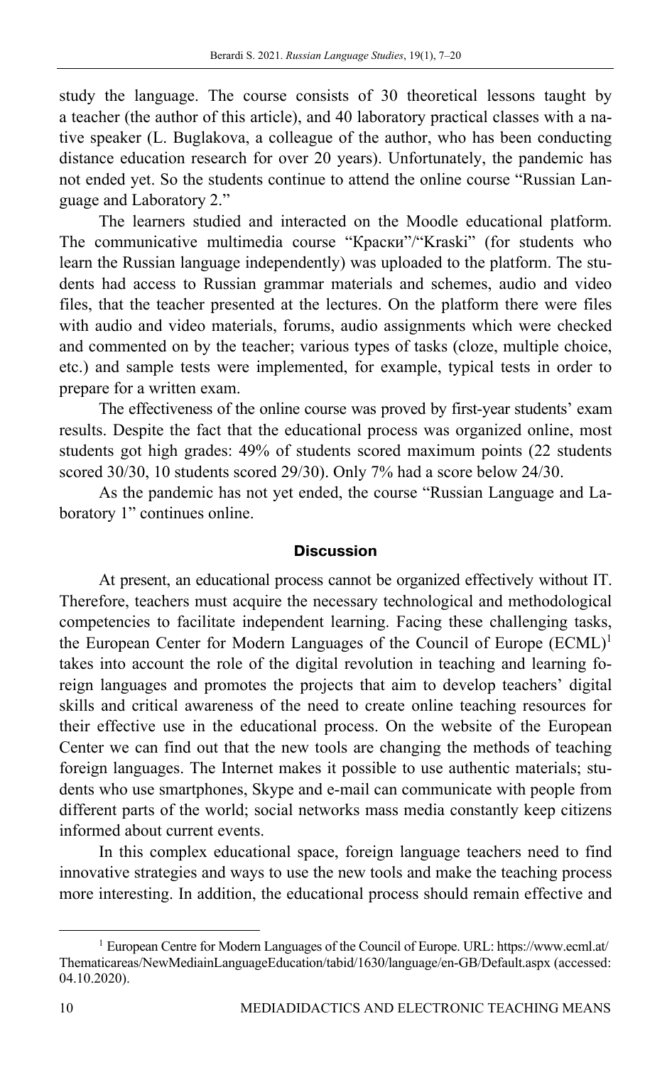study the language. The course consists of 30 theoretical lessons taught by a teacher (the author of this article), and 40 laboratory practical classes with a native speaker (L. Buglakova, a colleague of the author, who has been conducting distance education research for over 20 years). Unfortunately, the pandemic has not ended yet. So the students continue to attend the online course "Russian Language and Laboratory 2."

The learners studied and interacted on the Moodle educational platform. The communicative multimedia course "Краски"/"Kraski" (for students who learn the Russian language independently) was uploaded to the platform. The students had access to Russian grammar materials and schemes, audio and video files, that the teacher presented at the lectures. On the platform there were files with audio and video materials, forums, audio assignments which were checked and commented on by the teacher; various types of tasks (cloze, multiple choice, etc.) and sample tests were implemented, for example, typical tests in order to prepare for a written exam.

The effectiveness of the online course was proved by first-year students' exam results. Despite the fact that the educational process was organized online, most students got high grades: 49% of students scored maximum points (22 students scored 30/30, 10 students scored 29/30). Only 7% had a score below 24/30.

As the pandemic has not yet ended, the course "Russian Language and Laboratory 1" continues online.

## Discussion

At present, an educational process cannot be organized effectively without IT. Therefore, teachers must acquire the necessary technological and methodological competencies to facilitate independent learning. Facing these challenging tasks, the European Center for Modern Languages of the Council of Europe (ECML)[1] takes into account the role of the digital revolution in teaching and learning foreign languages and promotes the projects that aim to develop teachers' digital skills and critical awareness of the need to create online teaching resources for their effective use in the educational process. On the website of the European Center we can find out that the new tools are changing the methods of teaching foreign languages. The Internet makes it possible to use authentic materials; students who use smartphones, Skype and e-mail can communicate with people from different parts of the world; social networks mass media constantly keep citizens informed about current events.

In this complex educational space, foreign language teachers need to find innovative strategies and ways to use the new tools and make the teaching process more interesting. In addition, the educational process should remain effective and

[1] European Centre for Modern Languages of the Council of Europe. URL: https://www.ecml.at/Thematicareas/NewMediainLanguageEducation/tabid/1630/language/en-GB/Default.aspx (accessed: 04.10.2020).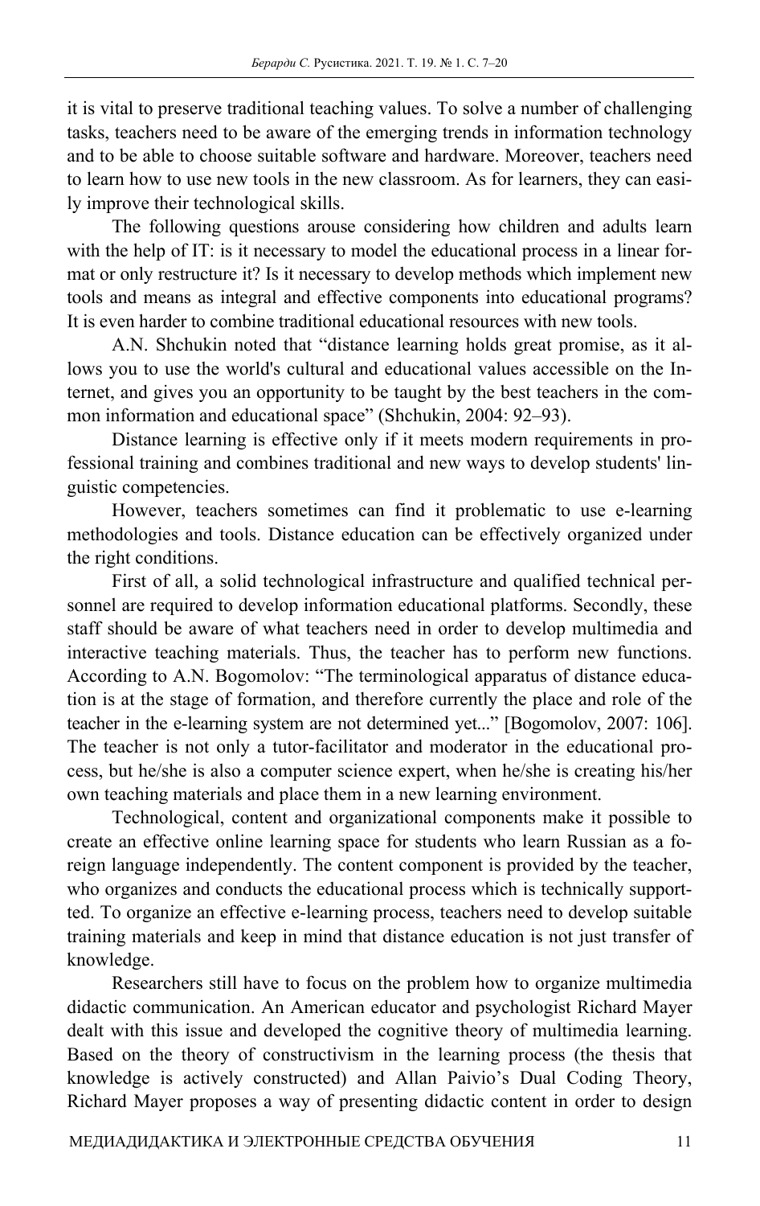it is vital to preserve traditional teaching values. To solve a number of challenging tasks, teachers need to be aware of the emerging trends in information technology and to be able to choose suitable software and hardware. Moreover, teachers need to learn how to use new tools in the new classroom. As for learners, they can easily improve their technological skills.

The following questions arouse considering how children and adults learn with the help of IT: is it necessary to model the educational process in a linear format or only restructure it? Is it necessary to develop methods which implement new tools and means as integral and effective components into educational programs? It is even harder to combine traditional educational resources with new tools.

A.N. Shchukin noted that "distance learning holds great promise, as it allows you to use the world's cultural and educational values accessible on the Internet, and gives you an opportunity to be taught by the best teachers in the common information and educational space" (Shchukin, 2004: 92–93).

Distance learning is effective only if it meets modern requirements in professional training and combines traditional and new ways to develop students' linguistic competencies.

However, teachers sometimes can find it problematic to use e-learning methodologies and tools. Distance education can be effectively organized under the right conditions.

First of all, a solid technological infrastructure and qualified technical personnel are required to develop information educational platforms. Secondly, these staff should be aware of what teachers need in order to develop multimedia and interactive teaching materials. Thus, the teacher has to perform new functions. According to A.N. Bogomolov: "The terminological apparatus of distance education is at the stage of formation, and therefore currently the place and role of the teacher in the e-learning system are not determined yet..." [Bogomolov, 2007: 106]. The teacher is not only a tutor-facilitator and moderator in the educational process, but he/she is also a computer science expert, when he/she is creating his/her own teaching materials and place them in a new learning environment.

Technological, content and organizational components make it possible to create an effective online learning space for students who learn Russian as a foreign language independently. The content component is provided by the teacher, who organizes and conducts the educational process which is technically supported. To organize an effective e-learning process, teachers need to develop suitable training materials and keep in mind that distance education is not just transfer of knowledge.

Researchers still have to focus on the problem how to organize multimedia didactic communication. An American educator and psychologist Richard Mayer dealt with this issue and developed the cognitive theory of multimedia learning. Based on the theory of constructivism in the learning process (the thesis that knowledge is actively constructed) and Allan Paivio's Dual Coding Theory, Richard Mayer proposes a way of presenting didactic content in order to design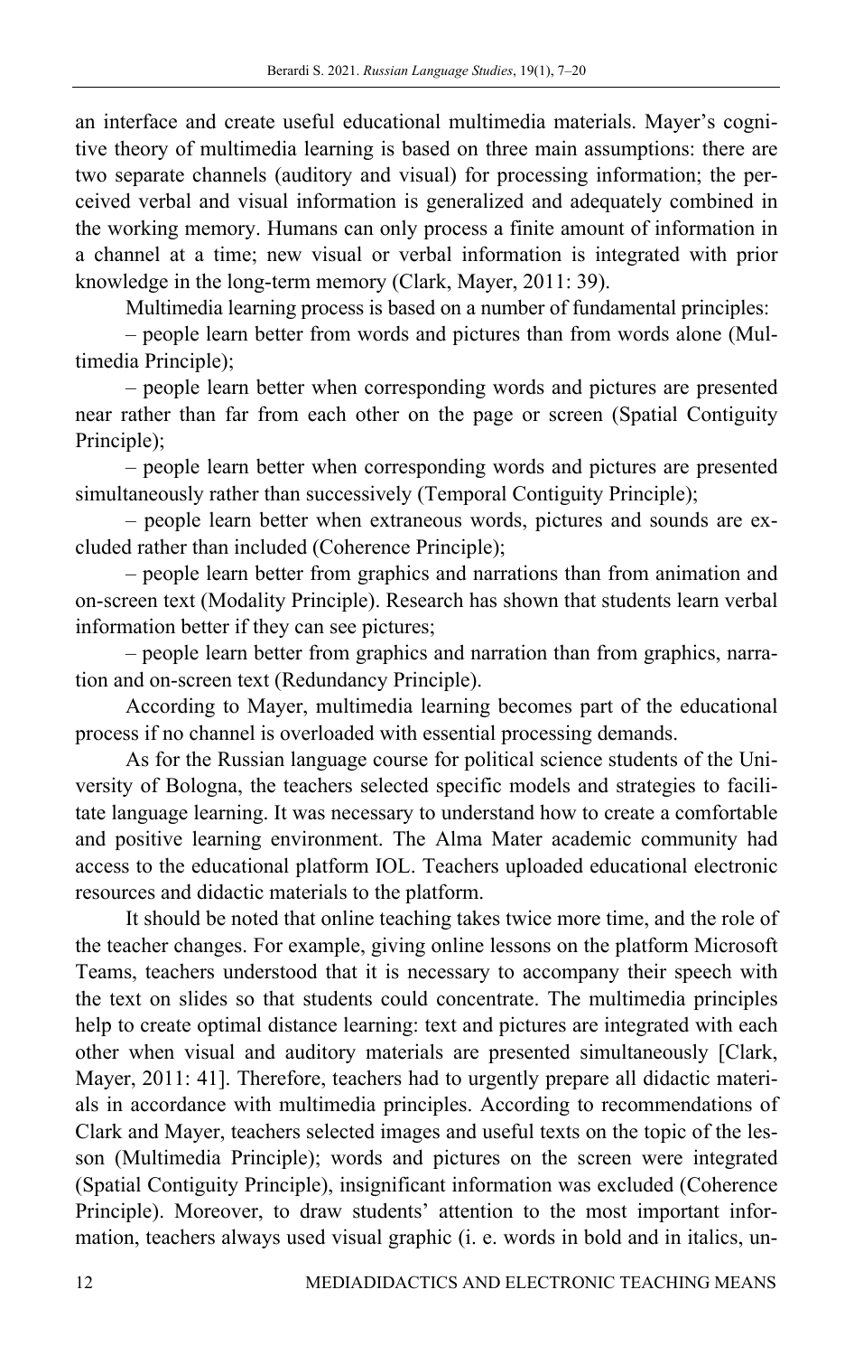an interface and create useful educational multimedia materials. Mayer's cognitive theory of multimedia learning is based on three main assumptions: there are two separate channels (auditory and visual) for processing information; the perceived verbal and visual information is generalized and adequately combined in the working memory. Humans can only process a finite amount of information in a channel at a time; new visual or verbal information is integrated with prior knowledge in the long-term memory (Clark, Mayer, 2011: 39).

Multimedia learning process is based on a number of fundamental principles:

– people learn better from words and pictures than from words alone (Multimedia Principle);

– people learn better when corresponding words and pictures are presented near rather than far from each other on the page or screen (Spatial Contiguity Principle);

– people learn better when corresponding words and pictures are presented simultaneously rather than successively (Temporal Contiguity Principle);

– people learn better when extraneous words, pictures and sounds are excluded rather than included (Coherence Principle);

– people learn better from graphics and narrations than from animation and on-screen text (Modality Principle). Research has shown that students learn verbal information better if they can see pictures;

– people learn better from graphics and narration than from graphics, narration and on-screen text (Redundancy Principle).

According to Mayer, multimedia learning becomes part of the educational process if no channel is overloaded with essential processing demands.

As for the Russian language course for political science students of the University of Bologna, the teachers selected specific models and strategies to facilitate language learning. It was necessary to understand how to create a comfortable and positive learning environment. The Alma Mater academic community had access to the educational platform IOL. Teachers uploaded educational electronic resources and didactic materials to the platform.

It should be noted that online teaching takes twice more time, and the role of the teacher changes. For example, giving online lessons on the platform Microsoft Teams, teachers understood that it is necessary to accompany their speech with the text on slides so that students could concentrate. The multimedia principles help to create optimal distance learning: text and pictures are integrated with each other when visual and auditory materials are presented simultaneously [Clark, Mayer, 2011: 41]. Therefore, teachers had to urgently prepare all didactic materials in accordance with multimedia principles. According to recommendations of Clark and Mayer, teachers selected images and useful texts on the topic of the lesson (Multimedia Principle); words and pictures on the screen were integrated (Spatial Contiguity Principle), insignificant information was excluded (Coherence Principle). Moreover, to draw students' attention to the most important information, teachers always used visual graphic (i. e. words in bold and in italics, un-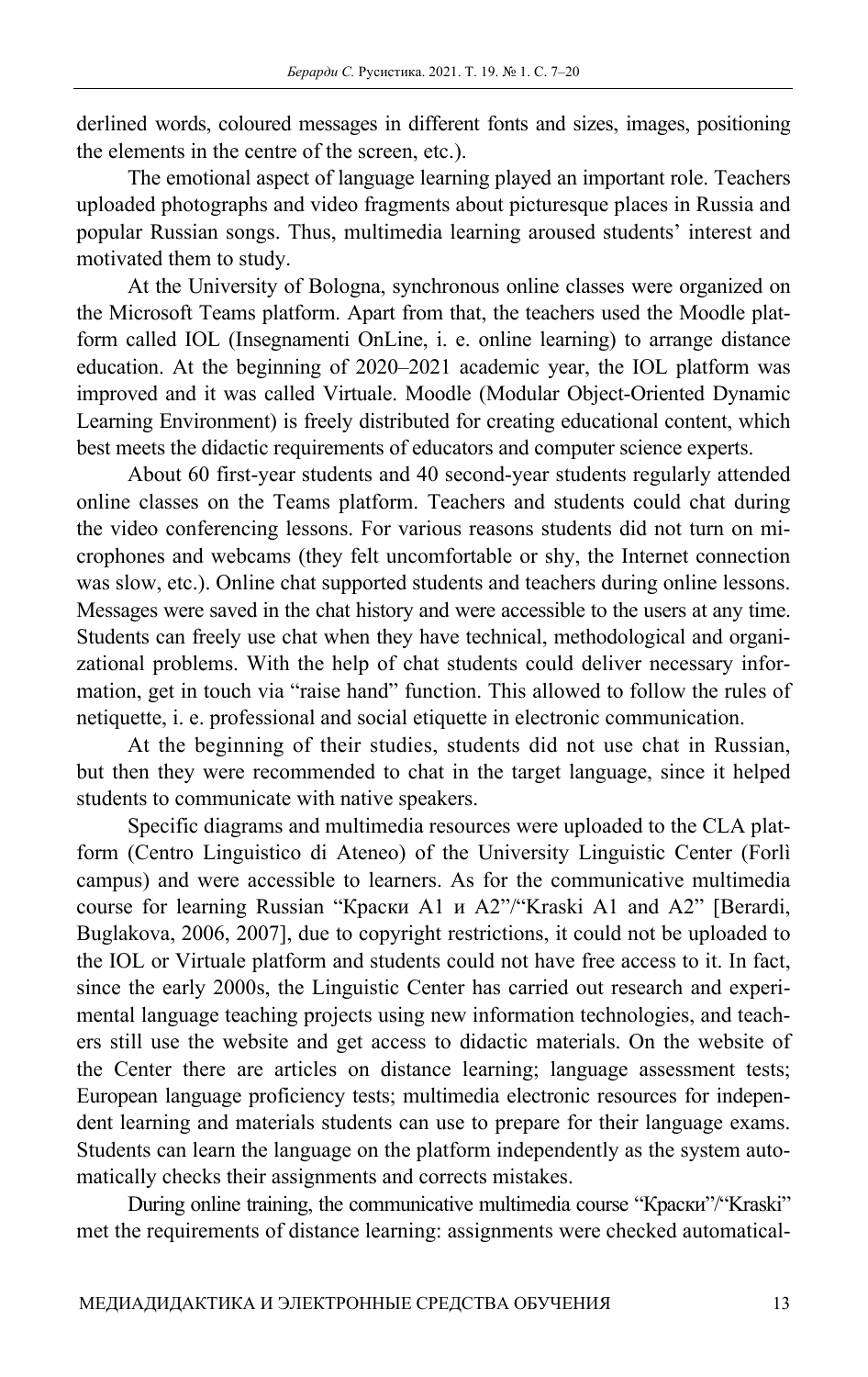derlined words, coloured messages in different fonts and sizes, images, positioning the elements in the centre of the screen, etc.).

The emotional aspect of language learning played an important role. Teachers uploaded photographs and video fragments about picturesque places in Russia and popular Russian songs. Thus, multimedia learning aroused students' interest and motivated them to study.

At the University of Bologna, synchronous online classes were organized on the Microsoft Teams platform. Apart from that, the teachers used the Moodle platform called IOL (Insegnamenti OnLine, i. e. online learning) to arrange distance education. At the beginning of 2020–2021 academic year, the IOL platform was improved and it was called Virtuale. Moodle (Modular Object-Oriented Dynamic Learning Environment) is freely distributed for creating educational content, which best meets the didactic requirements of educators and computer science experts.

About 60 first-year students and 40 second-year students regularly attended online classes on the Teams platform. Teachers and students could chat during the video conferencing lessons. For various reasons students did not turn on microphones and webcams (they felt uncomfortable or shy, the Internet connection was slow, etc.). Online chat supported students and teachers during online lessons. Messages were saved in the chat history and were accessible to the users at any time. Students can freely use chat when they have technical, methodological and organizational problems. With the help of chat students could deliver necessary information, get in touch via "raise hand" function. This allowed to follow the rules of netiquette, i. e. professional and social etiquette in electronic communication.

At the beginning of their studies, students did not use chat in Russian, but then they were recommended to chat in the target language, since it helped students to communicate with native speakers.

Specific diagrams and multimedia resources were uploaded to the CLA platform (Centro Linguistico di Ateneo) of the University Linguistic Center (Forlì campus) and were accessible to learners. As for the communicative multimedia course for learning Russian "Краски А1 и А2"/"Kraski A1 and A2" [Berardi, Buglakova, 2006, 2007], due to copyright restrictions, it could not be uploaded to the IOL or Virtuale platform and students could not have free access to it. In fact, since the early 2000s, the Linguistic Center has carried out research and experimental language teaching projects using new information technologies, and teachers still use the website and get access to didactic materials. On the website of the Center there are articles on distance learning; language assessment tests; European language proficiency tests; multimedia electronic resources for independent learning and materials students can use to prepare for their language exams. Students can learn the language on the platform independently as the system automatically checks their assignments and corrects mistakes.

During online training, the communicative multimedia course "Краски"/"Kraski" met the requirements of distance learning: assignments were checked automatical-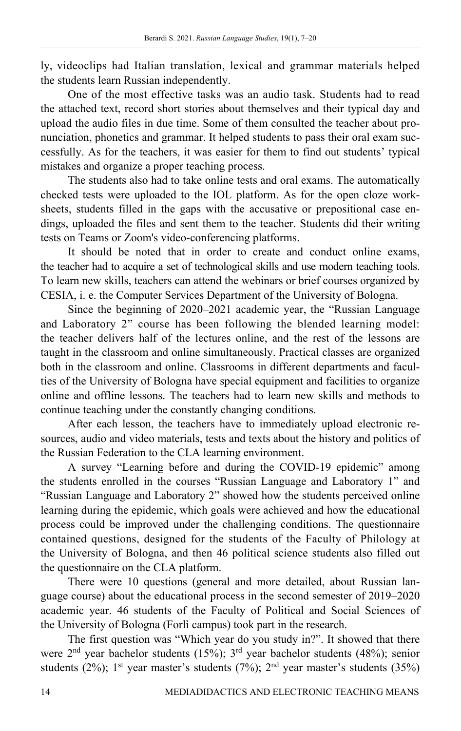ly, videoclips had Italian translation, lexical and grammar materials helped the students learn Russian independently.

One of the most effective tasks was an audio task. Students had to read the attached text, record short stories about themselves and their typical day and upload the audio files in due time. Some of them consulted the teacher about pronunciation, phonetics and grammar. It helped students to pass their oral exam successfully. As for the teachers, it was easier for them to find out students' typical mistakes and organize a proper teaching process.

The students also had to take online tests and oral exams. The automatically checked tests were uploaded to the IOL platform. As for the open cloze worksheets, students filled in the gaps with the accusative or prepositional case endings, uploaded the files and sent them to the teacher. Students did their writing tests on Teams or Zoom's video-conferencing platforms.

It should be noted that in order to create and conduct online exams, the teacher had to acquire a set of technological skills and use modern teaching tools. To learn new skills, teachers can attend the webinars or brief courses organized by CESIA, i. e. the Computer Services Department of the University of Bologna.

Since the beginning of 2020–2021 academic year, the "Russian Language and Laboratory 2" course has been following the blended learning model: the teacher delivers half of the lectures online, and the rest of the lessons are taught in the classroom and online simultaneously. Practical classes are organized both in the classroom and online. Classrooms in different departments and faculties of the University of Bologna have special equipment and facilities to organize online and offline lessons. The teachers had to learn new skills and methods to continue teaching under the constantly changing conditions.

After each lesson, the teachers have to immediately upload electronic resources, audio and video materials, tests and texts about the history and politics of the Russian Federation to the CLA learning environment.

A survey "Learning before and during the COVID-19 epidemic" among the students enrolled in the courses "Russian Language and Laboratory 1" and "Russian Language and Laboratory 2" showed how the students perceived online learning during the epidemic, which goals were achieved and how the educational process could be improved under the challenging conditions. The questionnaire contained questions, designed for the students of the Faculty of Philology at the University of Bologna, and then 46 political science students also filled out the questionnaire on the CLA platform.

There were 10 questions (general and more detailed, about Russian language course) about the educational process in the second semester of 2019–2020 academic year. 46 students of the Faculty of Political and Social Sciences of the University of Bologna (Forlì campus) took part in the research.

The first question was "Which year do you study in?". It showed that there were 2nd year bachelor students (15%); 3rd year bachelor students (48%); senior students (2%); 1st year master's students (7%); 2nd year master's students (35%)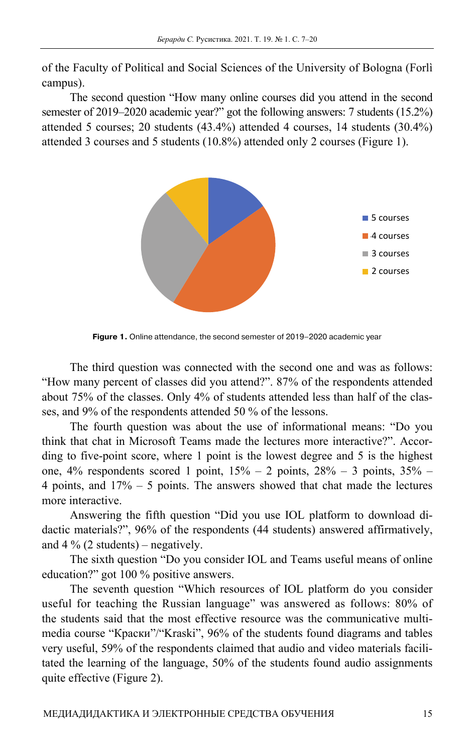of the Faculty of Political and Social Sciences of the University of Bologna (Forlì campus).

The second question "How many online courses did you attend in the second semester of 2019–2020 academic year?" got the following answers: 7 students (15.2%) attended 5 courses; 20 students (43.4%) attended 4 courses, 14 students (30.4%) attended 3 courses and 5 students (10.8%) attended only 2 courses (Figure 1).

**Figure 1.** Online attendance, the second semester of 2019–2020 academic year

The third question was connected with the second one and was as follows: "How many percent of classes did you attend?". 87% of the respondents attended about 75% of the classes. Only 4% of students attended less than half of the classes, and 9% of the respondents attended 50 % of the lessons.

The fourth question was about the use of informational means: "Do you think that chat in Microsoft Teams made the lectures more interactive?". According to five-point score, where 1 point is the lowest degree and 5 is the highest one, 4% respondents scored 1 point, 15% – 2 points, 28% – 3 points, 35% – 4 points, and 17% – 5 points. The answers showed that chat made the lectures more interactive.

Answering the fifth question "Did you use IOL platform to download didactic materials?", 96% of the respondents (44 students) answered affirmatively, and 4 % (2 students) – negatively.

The sixth question "Do you consider IOL and Teams useful means of online education?" got 100 % positive answers.

The seventh question "Which resources of IOL platform do you consider useful for teaching the Russian language" was answered as follows: 80% of the students said that the most effective resource was the communicative multimedia course "Краски"/"Kraski", 96% of the students found diagrams and tables very useful, 59% of the respondents claimed that audio and video materials facilitated the learning of the language, 50% of the students found audio assignments quite effective (Figure 2).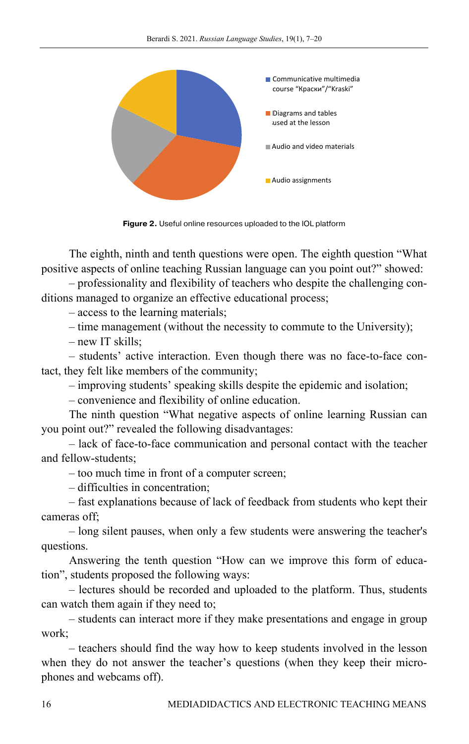**Figure 2.** Useful online resources uploaded to the IOL platform

The eighth, ninth and tenth questions were open. The eighth question "What positive aspects of online teaching Russian language can you point out?" showed:

– professionality and flexibility of teachers who despite the challenging conditions managed to organize an effective educational process;

– access to the learning materials;

– time management (without the necessity to commute to the University);

– new IT skills;

– students' active interaction. Even though there was no face-to-face contact, they felt like members of the community;

– improving students' speaking skills despite the epidemic and isolation;

– convenience and flexibility of online education.

The ninth question "What negative aspects of online learning Russian can you point out?" revealed the following disadvantages:

– lack of face-to-face communication and personal contact with the teacher and fellow-students;

– too much time in front of a computer screen;

– difficulties in concentration;

– fast explanations because of lack of feedback from students who kept their cameras off;

– long silent pauses, when only a few students were answering the teacher's questions.

Answering the tenth question "How can we improve this form of education", students proposed the following ways:

– lectures should be recorded and uploaded to the platform. Thus, students can watch them again if they need to;

– students can interact more if they make presentations and engage in group work;

– teachers should find the way how to keep students involved in the lesson when they do not answer the teacher's questions (when they keep their microphones and webcams off).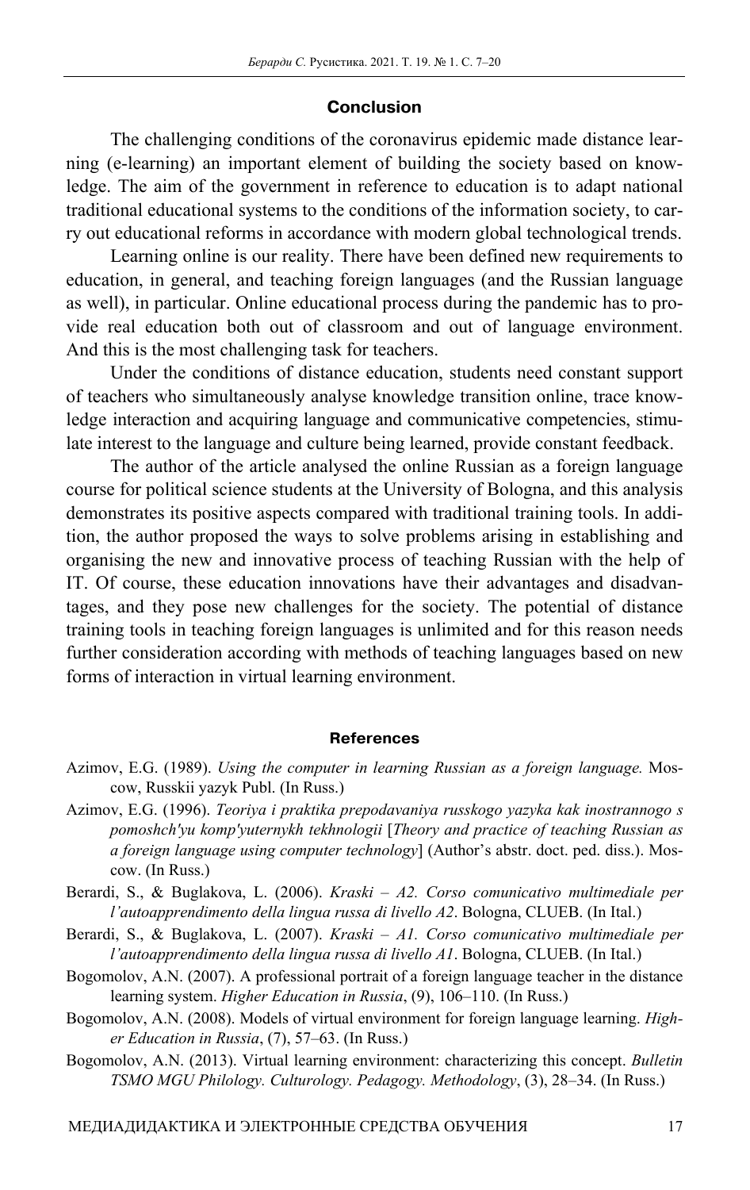## Conclusion

The challenging conditions of the coronavirus epidemic made distance learning (e-learning) an important element of building the society based on knowledge. The aim of the government in reference to education is to adapt national traditional educational systems to the conditions of the information society, to carry out educational reforms in accordance with modern global technological trends.

Learning online is our reality. There have been defined new requirements to education, in general, and teaching foreign languages (and the Russian language as well), in particular. Online educational process during the pandemic has to provide real education both out of classroom and out of language environment. And this is the most challenging task for teachers.

Under the conditions of distance education, students need constant support of teachers who simultaneously analyse knowledge transition online, trace knowledge interaction and acquiring language and communicative competencies, stimulate interest to the language and culture being learned, provide constant feedback.

The author of the article analysed the online Russian as a foreign language course for political science students at the University of Bologna, and this analysis demonstrates its positive aspects compared with traditional training tools. In addition, the author proposed the ways to solve problems arising in establishing and organising the new and innovative process of teaching Russian with the help of IT. Of course, these education innovations have their advantages and disadvantages, and they pose new challenges for the society. The potential of distance training tools in teaching foreign languages is unlimited and for this reason needs further consideration according with methods of teaching languages based on new forms of interaction in virtual learning environment.

## References

Azimov, E.G. (1989). *Using the computer in learning Russian as a foreign language.* Moscow, Russkii yazyk Publ. (In Russ.)

Azimov, E.G. (1996). *Teoriya i praktika prepodavaniya russkogo yazyka kak inostrannogo s pomoshch'yu komp'yuternykh tekhnologii* [*Theory and practice of teaching Russian as a foreign language using computer technology*] (Author's abstr. doct. ped. diss.). Moscow. (In Russ.)

Berardi, S., & Buglakova, L. (2006). *Kraski – A2. Corso comunicativo multimediale per l'autoapprendimento della lingua russa di livello A2*. Bologna, CLUEB. (In Ital.)

Berardi, S., & Buglakova, L. (2007). *Kraski – A1. Corso comunicativo multimediale per l'autoapprendimento della lingua russa di livello A1*. Bologna, CLUEB. (In Ital.)

Bogomolov, A.N. (2007). A professional portrait of a foreign language teacher in the distance learning system. *Higher Education in Russia*, (9), 106–110. (In Russ.)

Bogomolov, A.N. (2008). Models of virtual environment for foreign language learning. *Higher Education in Russia*, (7), 57–63. (In Russ.)

Bogomolov, A.N. (2013). Virtual learning environment: characterizing this concept. *Bulletin TSMO MGU Philology. Culturology. Pedagogy. Methodology*, (3), 28–34. (In Russ.)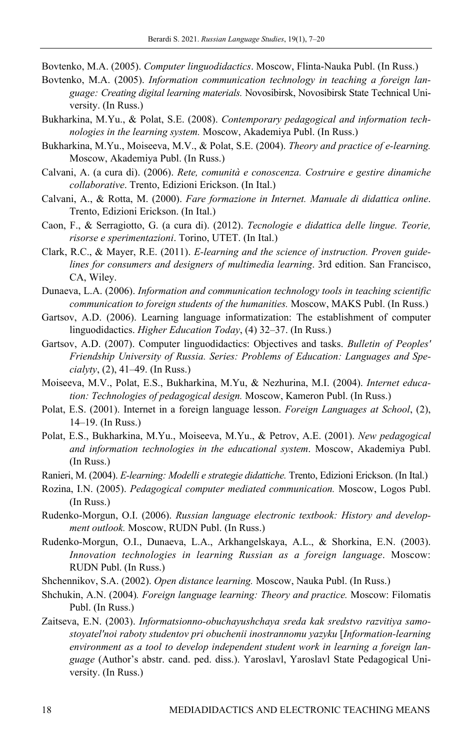Bovtenko, M.A. (2005). *Computer linguodidactics*. Moscow, Flinta-Nauka Publ. (In Russ.)

Bovtenko, M.A. (2005). *Information communication technology in teaching a foreign language: Creating digital learning materials.* Novosibirsk, Novosibirsk State Technical University. (In Russ.)

Bukharkina, M.Yu., & Polat, S.E. (2008). *Contemporary pedagogical and information technologies in the learning system.* Moscow, Akademiya Publ. (In Russ.)

Bukharkina, M.Yu., Moiseeva, M.V., & Polat, S.E. (2004). *Theory and practice of e-learning.* Moscow, Akademiya Publ. (In Russ.)

Calvani, A. (a cura di). (2006). *Rete, comunità e conoscenza. Costruire e gestire dinamiche collaborative*. Trento, Edizioni Erickson. (In Ital.)

Calvani, A., & Rotta, M. (2000). *Fare formazione in Internet. Manuale di didattica online*. Trento, Edizioni Erickson. (In Ital.)

Caon, F., & Serragiotto, G. (a cura di). (2012). *Tecnologie e didattica delle lingue. Teorie, risorse e sperimentazioni*. Torino, UTET. (In Ital.)

Clark, R.C., & Mayer, R.E. (2011). *E-learning and the science of instruction. Proven guidelines for consumers and designers of multimedia learning*. 3rd edition. San Francisco, CA, Wiley.

Dunaeva, L.A. (2006). *Information and communication technology tools in teaching scientific communication to foreign students of the humanities.* Moscow, MAKS Publ. (In Russ.)

Gartsov, A.D. (2006). Learning language informatization: The establishment of computer linguodidactics. *Higher Education Today*, (4) 32–37. (In Russ.)

Gartsov, A.D. (2007). Computer linguodidactics: Objectives and tasks. *Bulletin of Peoples' Friendship University of Russia. Series: Problems of Education: Languages and Specialyty*, (2), 41–49. (In Russ.)

Moiseeva, M.V., Polat, E.S., Bukharkina, M.Yu, & Nezhurina, M.I. (2004). *Internet education: Technologies of pedagogical design.* Moscow, Kameron Publ. (In Russ.)

Polat, E.S. (2001). Internet in a foreign language lesson. *Foreign Languages at School*, (2), 14–19. (In Russ.)

Polat, E.S., Bukharkina, M.Yu., Moiseeva, M.Yu., & Petrov, A.E. (2001). *New pedagogical and information technologies in the educational system*. Moscow, Akademiya Publ. (In Russ.)

Ranieri, M. (2004). *E-learning: Modelli e strategie didattiche.* Trento, Edizioni Erickson. (In Ital.)

Rozina, I.N. (2005). *Pedagogical computer mediated communication.* Moscow, Logos Publ. (In Russ.)

Rudenko-Morgun, O.I. (2006). *Russian language electronic textbook: History and development outlook.* Moscow, RUDN Publ. (In Russ.)

Rudenko-Morgun, O.I., Dunaeva, L.A., Arkhangelskaya, A.L., & Shorkina, E.N. (2003). *Innovation technologies in learning Russian as a foreign language*. Moscow: RUDN Publ. (In Russ.)

Shchennikov, S.A. (2002). *Open distance learning.* Moscow, Nauka Publ. (In Russ.)

Shchukin, A.N. (2004)*. Foreign language learning: Theory and practice.* Moscow: Filomatis Publ. (In Russ.)

Zaitseva, E.N. (2003). *Informatsionno-obuchayushchaya sreda kak sredstvo razvitiya samostoyatel'noi raboty studentov pri obuchenii inostrannomu yazyku* [*Information-learning environment as a tool to develop independent student work in learning a foreign language* (Author's abstr. cand. ped. diss.). Yaroslavl, Yaroslavl State Pedagogical University. (In Russ.)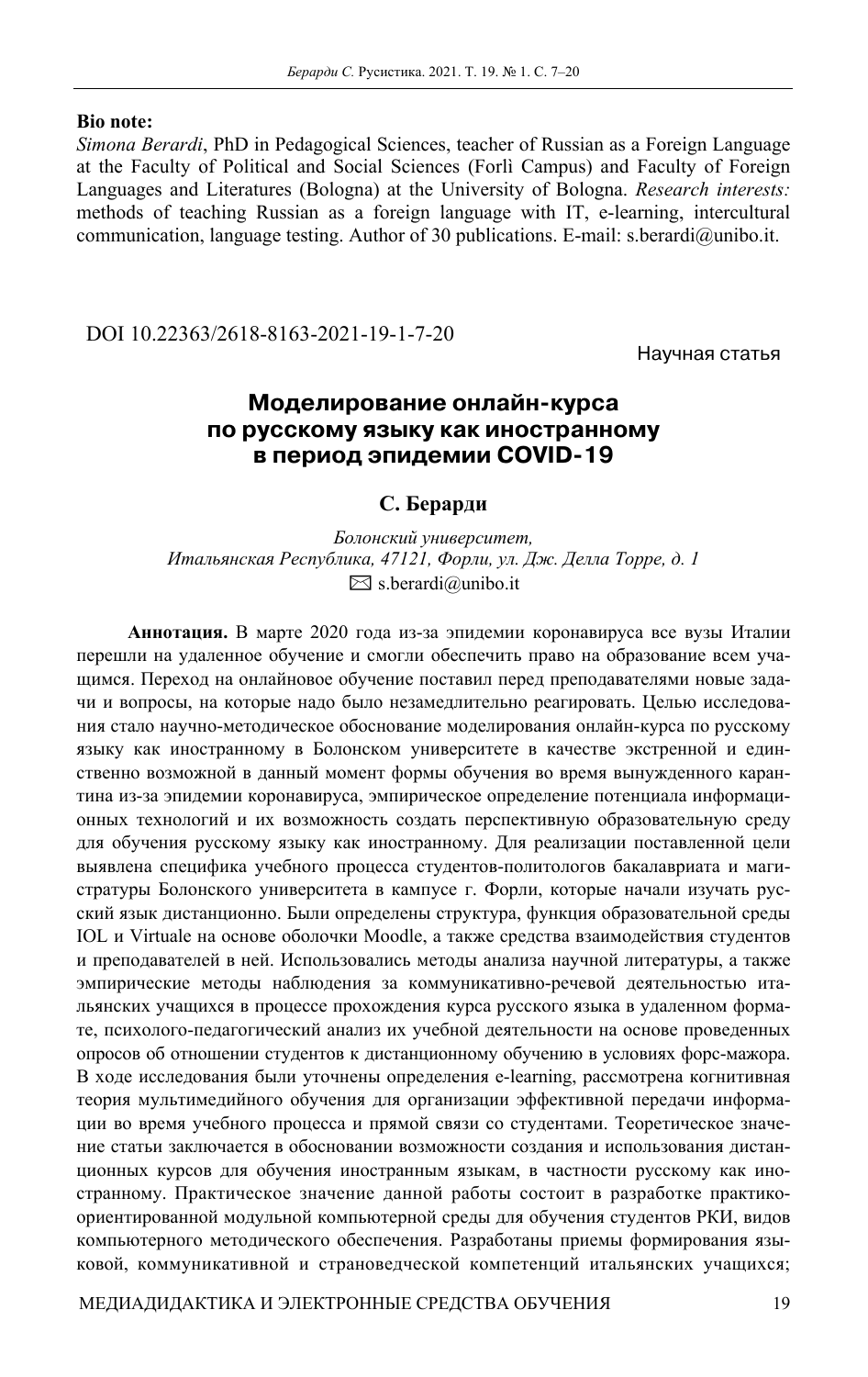**Bio note:**

*Simona Berardi*, PhD in Pedagogical Sciences, teacher of Russian as a Foreign Language at the Faculty of Political and Social Sciences (Forlì Campus) and Faculty of Foreign Languages and Literatures (Bologna) at the University of Bologna. *Research interests:* methods of teaching Russian as a foreign language with IT, e-learning, intercultural communication, language testing. Author of 30 publications. E-mail: s.berardi@unibo.it.

DOI 10.22363/2618-8163-2021-19-1-7-20

Научная статья

# Моделирование онлайн-курса по русскому языку как иностранному в период эпидемии COVID-19

**С. Берарди**

*Болонский университет, Итальянская Республика, 47121, Форли, ул. Дж. Делла Торре, д. 1*
✉ s.berardi@unibo.it

**Аннотация.** В марте 2020 года из-за эпидемии коронавируса все вузы Италии перешли на удаленное обучение и смогли обеспечить право на образование всем учащимся. Переход на онлайновое обучение поставил перед преподавателями новые задачи и вопросы, на которые надо было незамедлительно реагировать. Целью исследования стало научно-методическое обоснование моделирования онлайн-курса по русскому языку как иностранному в Болонском университете в качестве экстренной и единственно возможной в данный момент формы обучения во время вынужденного карантина из-за эпидемии коронавируса, эмпирическое определение потенциала информационных технологий и их возможность создать перспективную образовательную среду для обучения русскому языку как иностранному. Для реализации поставленной цели выявлена специфика учебного процесса студентов-политологов бакалавриата и магистратуры Болонского университета в кампусе г. Форли, которые начали изучать русский язык дистанционно. Были определены структура, функция образовательной среды IOL и Virtuale на основе оболочки Moodle, а также средства взаимодействия студентов и преподавателей в ней. Использовались методы анализа научной литературы, а также эмпирические методы наблюдения за коммуникативно-речевой деятельностью итальянских учащихся в процессе прохождения курса русского языка в удаленном формате, психолого-педагогический анализ их учебной деятельности на основе проведенных опросов об отношении студентов к дистанционному обучению в условиях форс-мажора. В ходе исследования были уточнены определения e-learning, рассмотрена когнитивная теория мультимедийного обучения для организации эффективной передачи информации во время учебного процесса и прямой связи со студентами. Теоретическое значение статьи заключается в обосновании возможности создания и использования дистанционных курсов для обучения иностранным языкам, в частности русскому как иностранному. Практическое значение данной работы состоит в разработке практико-ориентированной модульной компьютерной среды для обучения студентов РКИ, видов компьютерного методического обеспечения. Разработаны приемы формирования языковой, коммуникативной и страноведческой компетенций итальянских учащихся;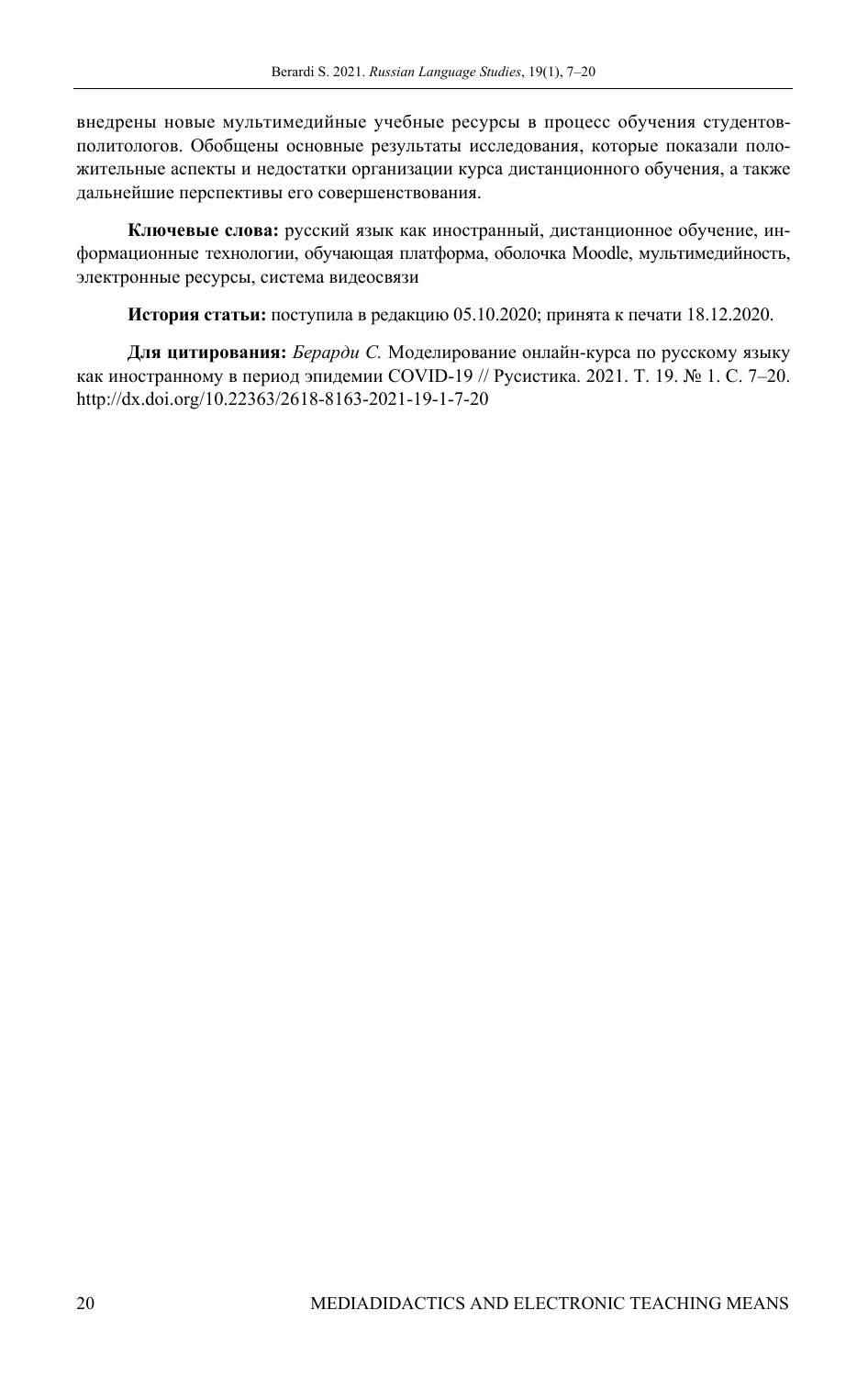внедрены новые мультимедийные учебные ресурсы в процесс обучения студентов-политологов. Обобщены основные результаты исследования, которые показали положительные аспекты и недостатки организации курса дистанционного обучения, а также дальнейшие перспективы его совершенствования.

**Ключевые слова:** русский язык как иностранный, дистанционное обучение, информационные технологии, обучающая платформа, оболочка Moodle, мультимедийность, электронные ресурсы, система видеосвязи

**История статьи:** поступила в редакцию 05.10.2020; принята к печати 18.12.2020.

**Для цитирования:** *Берарди С.* Моделирование онлайн-курса по русскому языку как иностранному в период эпидемии COVID-19 // Русистика. 2021. Т. 19. № 1. С. 7–20. http://dx.doi.org/10.22363/2618-8163-2021-19-1-7-20